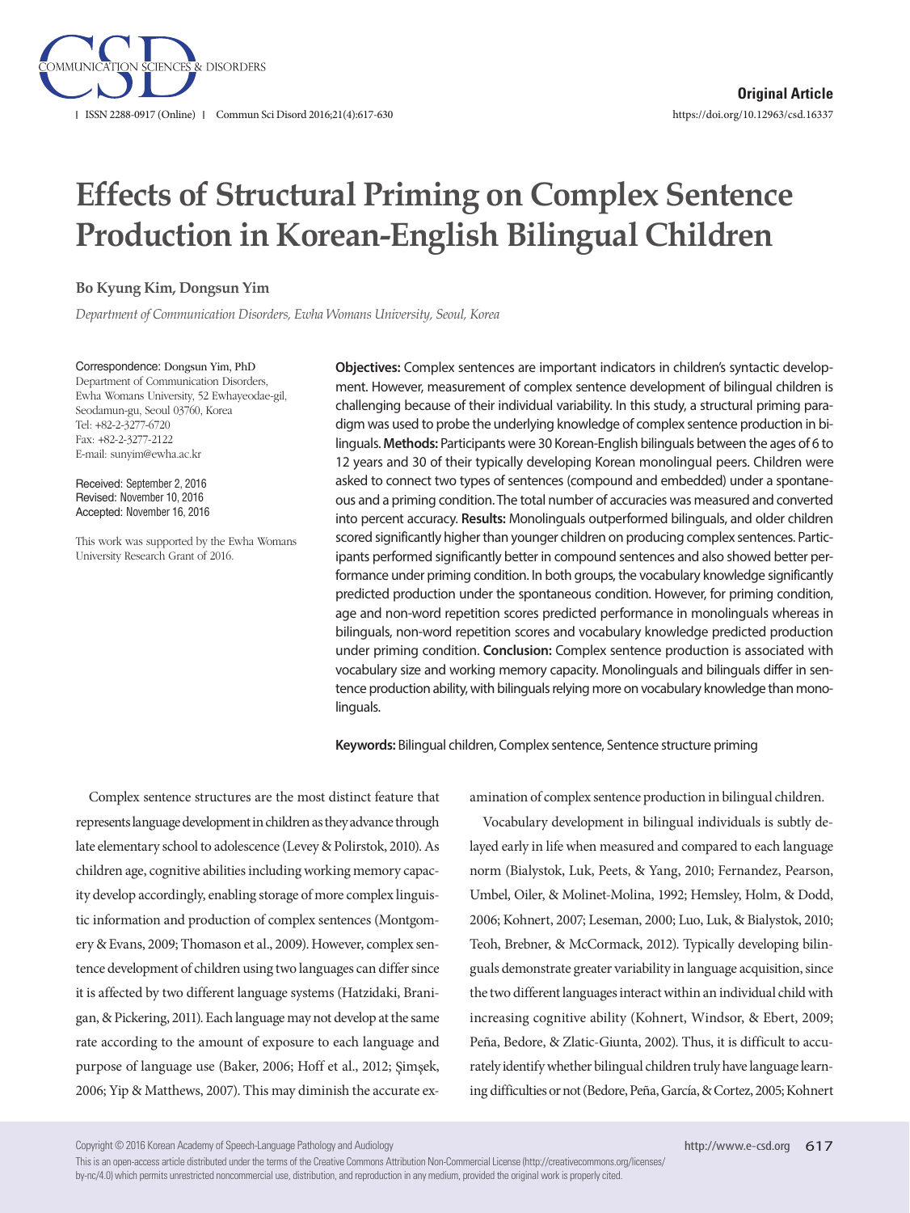Original Article

# Effects of Structural Priming on Complex Sentence Production in Korean-English Bilingual Children

**Bo Kyung Kim, Dongsun Yim**

*Department of Communication Disorders, Ewha Womans University, Seoul, Korea*

Correspondence: Dongsun Yim, PhD
Department of Communication Disorders, Ewha Womans University, 52 Ewhayeodae-gil, Seodamun-gu, Seoul 03760, Korea
Tel: +82-2-3277-6720
Fax: +82-2-3277-2122
E-mail: sunyim@ewha.ac.kr

Received: September 2, 2016
Revised: November 10, 2016
Accepted: November 16, 2016

This work was supported by the Ewha Womans University Research Grant of 2016.

**Objectives:** Complex sentences are important indicators in children's syntactic development. However, measurement of complex sentence development of bilingual children is challenging because of their individual variability. In this study, a structural priming paradigm was used to probe the underlying knowledge of complex sentence production in bilinguals. **Methods:** Participants were 30 Korean-English bilinguals between the ages of 6 to 12 years and 30 of their typically developing Korean monolingual peers. Children were asked to connect two types of sentences (compound and embedded) under a spontaneous and a priming condition. The total number of accuracies was measured and converted into percent accuracy. **Results:** Monolinguals outperformed bilinguals, and older children scored significantly higher than younger children on producing complex sentences. Participants performed significantly better in compound sentences and also showed better performance under priming condition. In both groups, the vocabulary knowledge significantly predicted production under the spontaneous condition. However, for priming condition, age and non-word repetition scores predicted performance in monolinguals whereas in bilinguals, non-word repetition scores and vocabulary knowledge predicted production under priming condition. **Conclusion:** Complex sentence production is associated with vocabulary size and working memory capacity. Monolinguals and bilinguals differ in sentence production ability, with bilinguals relying more on vocabulary knowledge than monolinguals.

**Keywords:** Bilingual children, Complex sentence, Sentence structure priming

Complex sentence structures are the most distinct feature that represents language development in children as they advance through late elementary school to adolescence (Levey & Polirstok, 2010). As children age, cognitive abilities including working memory capacity develop accordingly, enabling storage of more complex linguistic information and production of complex sentences (Montgomery & Evans, 2009; Thomason et al., 2009). However, complex sentence development of children using two languages can differ since it is affected by two different language systems (Hatzidaki, Branigan, & Pickering, 2011). Each language may not develop at the same rate according to the amount of exposure to each language and purpose of language use (Baker, 2006; Hoff et al., 2012; Şimşek, 2006; Yip & Matthews, 2007). This may diminish the accurate examination of complex sentence production in bilingual children.

Vocabulary development in bilingual individuals is subtly delayed early in life when measured and compared to each language norm (Bialystok, Luk, Peets, & Yang, 2010; Fernandez, Pearson, Umbel, Oiler, & Molinet-Molina, 1992; Hemsley, Holm, & Dodd, 2006; Kohnert, 2007; Leseman, 2000; Luo, Luk, & Bialystok, 2010; Teoh, Brebner, & McCormack, 2012). Typically developing bilinguals demonstrate greater variability in language acquisition, since the two different languages interact within an individual child with increasing cognitive ability (Kohnert, Windsor, & Ebert, 2009; Peña, Bedore, & Zlatic-Giunta, 2002). Thus, it is difficult to accurately identify whether bilingual children truly have language learning difficulties or not (Bedore, Peña, García, & Cortez, 2005; Kohnert

Copyright © 2016 Korean Academy of Speech-Language Pathology and Audiology
This is an open-access article distributed under the terms of the Creative Commons Attribution Non-Commercial License (http://creativecommons.org/licenses/by-nc/4.0) which permits unrestricted noncommercial use, distribution, and reproduction in any medium, provided the original work is properly cited.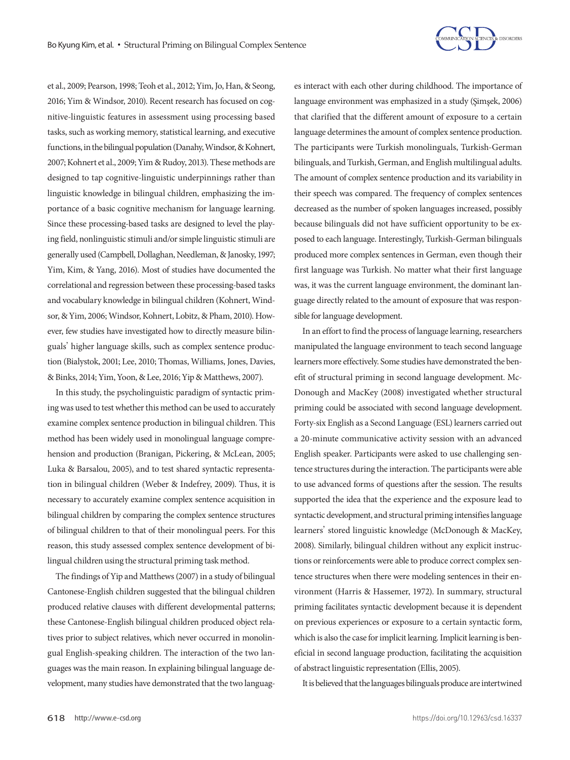et al., 2009; Pearson, 1998; Teoh et al., 2012; Yim, Jo, Han, & Seong, 2016; Yim & Windsor, 2010). Recent research has focused on cognitive-linguistic features in assessment using processing based tasks, such as working memory, statistical learning, and executive functions, in the bilingual population (Danahy, Windsor, & Kohnert, 2007; Kohnert et al., 2009; Yim & Rudoy, 2013). These methods are designed to tap cognitive-linguistic underpinnings rather than linguistic knowledge in bilingual children, emphasizing the importance of a basic cognitive mechanism for language learning. Since these processing-based tasks are designed to level the playing field, nonlinguistic stimuli and/or simple linguistic stimuli are generally used (Campbell, Dollaghan, Needleman, & Janosky, 1997; Yim, Kim, & Yang, 2016). Most of studies have documented the correlational and regression between these processing-based tasks and vocabulary knowledge in bilingual children (Kohnert, Windsor, & Yim, 2006; Windsor, Kohnert, Lobitz, & Pham, 2010). However, few studies have investigated how to directly measure bilinguals' higher language skills, such as complex sentence production (Bialystok, 2001; Lee, 2010; Thomas, Williams, Jones, Davies, & Binks, 2014; Yim, Yoon, & Lee, 2016; Yip & Matthews, 2007).

In this study, the psycholinguistic paradigm of syntactic priming was used to test whether this method can be used to accurately examine complex sentence production in bilingual children. This method has been widely used in monolingual language comprehension and production (Branigan, Pickering, & McLean, 2005; Luka & Barsalou, 2005), and to test shared syntactic representation in bilingual children (Weber & Indefrey, 2009). Thus, it is necessary to accurately examine complex sentence acquisition in bilingual children by comparing the complex sentence structures of bilingual children to that of their monolingual peers. For this reason, this study assessed complex sentence development of bilingual children using the structural priming task method.

The findings of Yip and Matthews (2007) in a study of bilingual Cantonese-English children suggested that the bilingual children produced relative clauses with different developmental patterns; these Cantonese-English bilingual children produced object relatives prior to subject relatives, which never occurred in monolingual English-speaking children. The interaction of the two languages was the main reason. In explaining bilingual language development, many studies have demonstrated that the two languages interact with each other during childhood. The importance of language environment was emphasized in a study (Şimşek, 2006) that clarified that the different amount of exposure to a certain language determines the amount of complex sentence production. The participants were Turkish monolinguals, Turkish-German bilinguals, and Turkish, German, and English multilingual adults. The amount of complex sentence production and its variability in their speech was compared. The frequency of complex sentences decreased as the number of spoken languages increased, possibly because bilinguals did not have sufficient opportunity to be exposed to each language. Interestingly, Turkish-German bilinguals produced more complex sentences in German, even though their first language was Turkish. No matter what their first language was, it was the current language environment, the dominant language directly related to the amount of exposure that was responsible for language development.

In an effort to find the process of language learning, researchers manipulated the language environment to teach second language learners more effectively. Some studies have demonstrated the benefit of structural priming in second language development. McDonough and MacKey (2008) investigated whether structural priming could be associated with second language development. Forty-six English as a Second Language (ESL) learners carried out a 20-minute communicative activity session with an advanced English speaker. Participants were asked to use challenging sentence structures during the interaction. The participants were able to use advanced forms of questions after the session. The results supported the idea that the experience and the exposure lead to syntactic development, and structural priming intensifies language learners' stored linguistic knowledge (McDonough & MacKey, 2008). Similarly, bilingual children without any explicit instructions or reinforcements were able to produce correct complex sentence structures when there were modeling sentences in their environment (Harris & Hassemer, 1972). In summary, structural priming facilitates syntactic development because it is dependent on previous experiences or exposure to a certain syntactic form, which is also the case for implicit learning. Implicit learning is beneficial in second language production, facilitating the acquisition of abstract linguistic representation (Ellis, 2005).

It is believed that the languages bilinguals produce are intertwined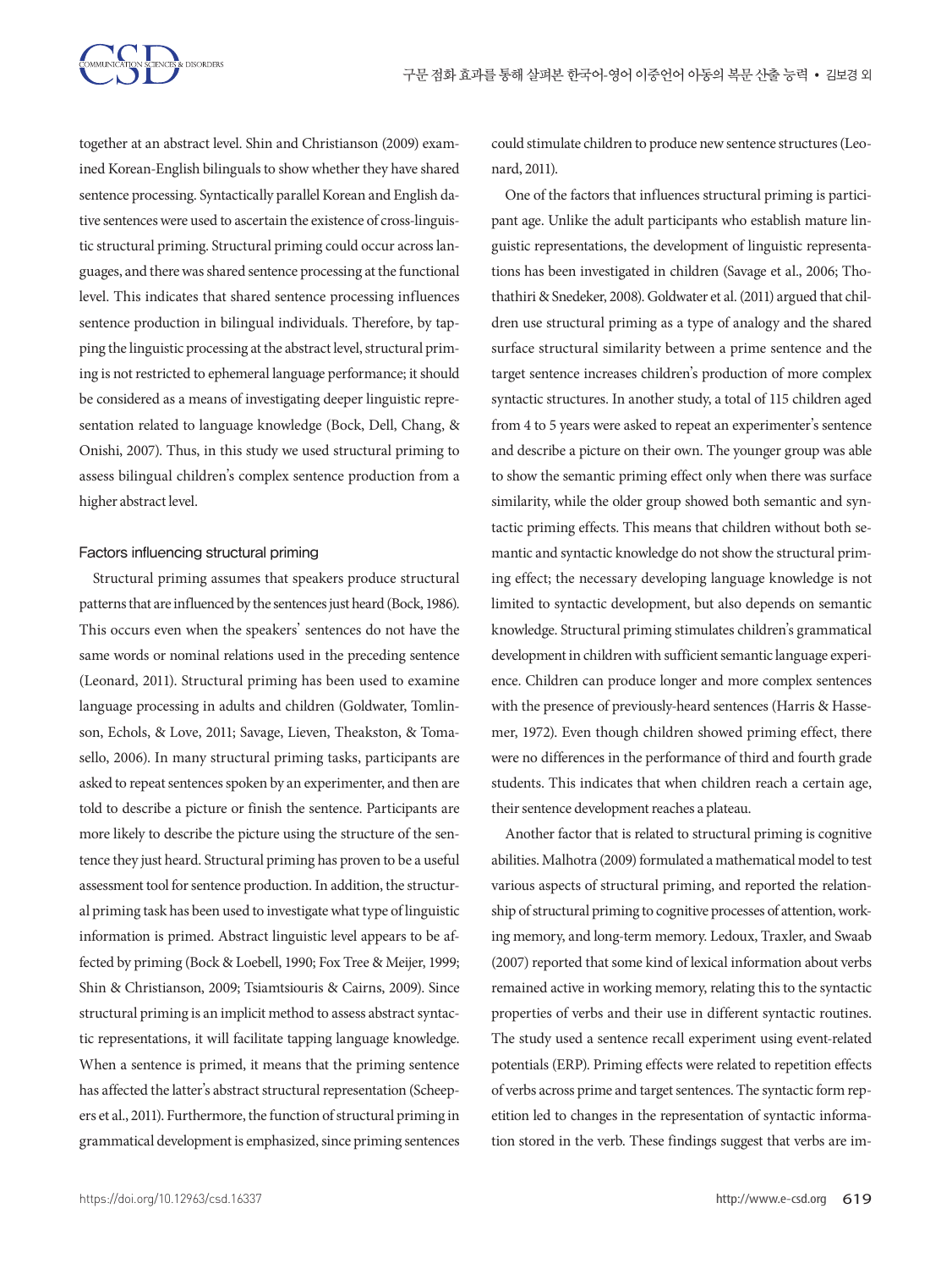together at an abstract level. Shin and Christianson (2009) examined Korean-English bilinguals to show whether they have shared sentence processing. Syntactically parallel Korean and English dative sentences were used to ascertain the existence of cross-linguistic structural priming. Structural priming could occur across languages, and there was shared sentence processing at the functional level. This indicates that shared sentence processing influences sentence production in bilingual individuals. Therefore, by tapping the linguistic processing at the abstract level, structural priming is not restricted to ephemeral language performance; it should be considered as a means of investigating deeper linguistic representation related to language knowledge (Bock, Dell, Chang, & Onishi, 2007). Thus, in this study we used structural priming to assess bilingual children's complex sentence production from a higher abstract level.

### Factors influencing structural priming

Structural priming assumes that speakers produce structural patterns that are influenced by the sentences just heard (Bock, 1986). This occurs even when the speakers' sentences do not have the same words or nominal relations used in the preceding sentence (Leonard, 2011). Structural priming has been used to examine language processing in adults and children (Goldwater, Tomlinson, Echols, & Love, 2011; Savage, Lieven, Theakston, & Tomasello, 2006). In many structural priming tasks, participants are asked to repeat sentences spoken by an experimenter, and then are told to describe a picture or finish the sentence. Participants are more likely to describe the picture using the structure of the sentence they just heard. Structural priming has proven to be a useful assessment tool for sentence production. In addition, the structural priming task has been used to investigate what type of linguistic information is primed. Abstract linguistic level appears to be affected by priming (Bock & Loebell, 1990; Fox Tree & Meijer, 1999; Shin & Christianson, 2009; Tsiamtsiouris & Cairns, 2009). Since structural priming is an implicit method to assess abstract syntactic representations, it will facilitate tapping language knowledge. When a sentence is primed, it means that the priming sentence has affected the latter's abstract structural representation (Scheepers et al., 2011). Furthermore, the function of structural priming in grammatical development is emphasized, since priming sentences could stimulate children to produce new sentence structures (Leonard, 2011).

One of the factors that influences structural priming is participant age. Unlike the adult participants who establish mature linguistic representations, the development of linguistic representations has been investigated in children (Savage et al., 2006; Thothathiri & Snedeker, 2008). Goldwater et al. (2011) argued that children use structural priming as a type of analogy and the shared surface structural similarity between a prime sentence and the target sentence increases children's production of more complex syntactic structures. In another study, a total of 115 children aged from 4 to 5 years were asked to repeat an experimenter's sentence and describe a picture on their own. The younger group was able to show the semantic priming effect only when there was surface similarity, while the older group showed both semantic and syntactic priming effects. This means that children without both semantic and syntactic knowledge do not show the structural priming effect; the necessary developing language knowledge is not limited to syntactic development, but also depends on semantic knowledge. Structural priming stimulates children's grammatical development in children with sufficient semantic language experience. Children can produce longer and more complex sentences with the presence of previously-heard sentences (Harris & Hassemer, 1972). Even though children showed priming effect, there were no differences in the performance of third and fourth grade students. This indicates that when children reach a certain age, their sentence development reaches a plateau.

Another factor that is related to structural priming is cognitive abilities. Malhotra (2009) formulated a mathematical model to test various aspects of structural priming, and reported the relationship of structural priming to cognitive processes of attention, working memory, and long-term memory. Ledoux, Traxler, and Swaab (2007) reported that some kind of lexical information about verbs remained active in working memory, relating this to the syntactic properties of verbs and their use in different syntactic routines. The study used a sentence recall experiment using event-related potentials (ERP). Priming effects were related to repetition effects of verbs across prime and target sentences. The syntactic form repetition led to changes in the representation of syntactic information stored in the verb. These findings suggest that verbs are im-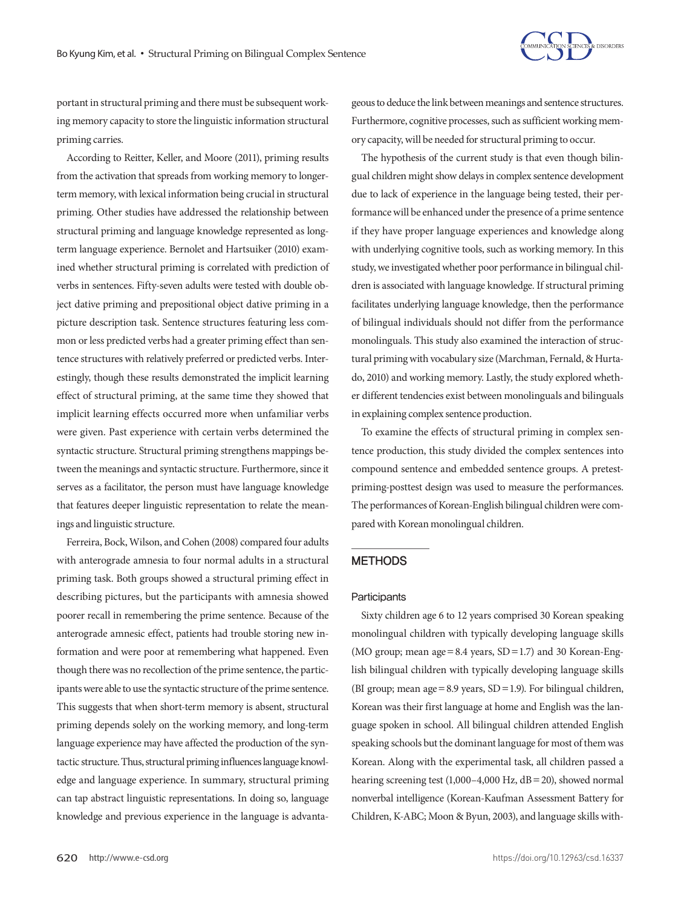portant in structural priming and there must be subsequent working memory capacity to store the linguistic information structural priming carries.

According to Reitter, Keller, and Moore (2011), priming results from the activation that spreads from working memory to longer-term memory, with lexical information being crucial in structural priming. Other studies have addressed the relationship between structural priming and language knowledge represented as long-term language experience. Bernolet and Hartsuiker (2010) examined whether structural priming is correlated with prediction of verbs in sentences. Fifty-seven adults were tested with double object dative priming and prepositional object dative priming in a picture description task. Sentence structures featuring less common or less predicted verbs had a greater priming effect than sentence structures with relatively preferred or predicted verbs. Interestingly, though these results demonstrated the implicit learning effect of structural priming, at the same time they showed that implicit learning effects occurred more when unfamiliar verbs were given. Past experience with certain verbs determined the syntactic structure. Structural priming strengthens mappings between the meanings and syntactic structure. Furthermore, since it serves as a facilitator, the person must have language knowledge that features deeper linguistic representation to relate the meanings and linguistic structure.

Ferreira, Bock, Wilson, and Cohen (2008) compared four adults with anterograde amnesia to four normal adults in a structural priming task. Both groups showed a structural priming effect in describing pictures, but the participants with amnesia showed poorer recall in remembering the prime sentence. Because of the anterograde amnesic effect, patients had trouble storing new information and were poor at remembering what happened. Even though there was no recollection of the prime sentence, the participants were able to use the syntactic structure of the prime sentence. This suggests that when short-term memory is absent, structural priming depends solely on the working memory, and long-term language experience may have affected the production of the syntactic structure. Thus, structural priming influences language knowledge and language experience. In summary, structural priming can tap abstract linguistic representations. In doing so, language knowledge and previous experience in the language is advantageous to deduce the link between meanings and sentence structures. Furthermore, cognitive processes, such as sufficient working memory capacity, will be needed for structural priming to occur.

The hypothesis of the current study is that even though bilingual children might show delays in complex sentence development due to lack of experience in the language being tested, their performance will be enhanced under the presence of a prime sentence if they have proper language experiences and knowledge along with underlying cognitive tools, such as working memory. In this study, we investigated whether poor performance in bilingual children is associated with language knowledge. If structural priming facilitates underlying language knowledge, then the performance of bilingual individuals should not differ from the performance monolinguals. This study also examined the interaction of structural priming with vocabulary size (Marchman, Fernald, & Hurtado, 2010) and working memory. Lastly, the study explored whether different tendencies exist between monolinguals and bilinguals in explaining complex sentence production.

To examine the effects of structural priming in complex sentence production, this study divided the complex sentences into compound sentence and embedded sentence groups. A pretest-priming-posttest design was used to measure the performances. The performances of Korean-English bilingual children were compared with Korean monolingual children.

## METHODS

### Participants

Sixty children age 6 to 12 years comprised 30 Korean speaking monolingual children with typically developing language skills (MO group; mean age = 8.4 years, SD = 1.7) and 30 Korean-English bilingual children with typically developing language skills (BI group; mean age = 8.9 years, SD = 1.9). For bilingual children, Korean was their first language at home and English was the language spoken in school. All bilingual children attended English speaking schools but the dominant language for most of them was Korean. Along with the experimental task, all children passed a hearing screening test (1,000–4,000 Hz, dB = 20), showed normal nonverbal intelligence (Korean-Kaufman Assessment Battery for Children, K-ABC; Moon & Byun, 2003), and language skills with-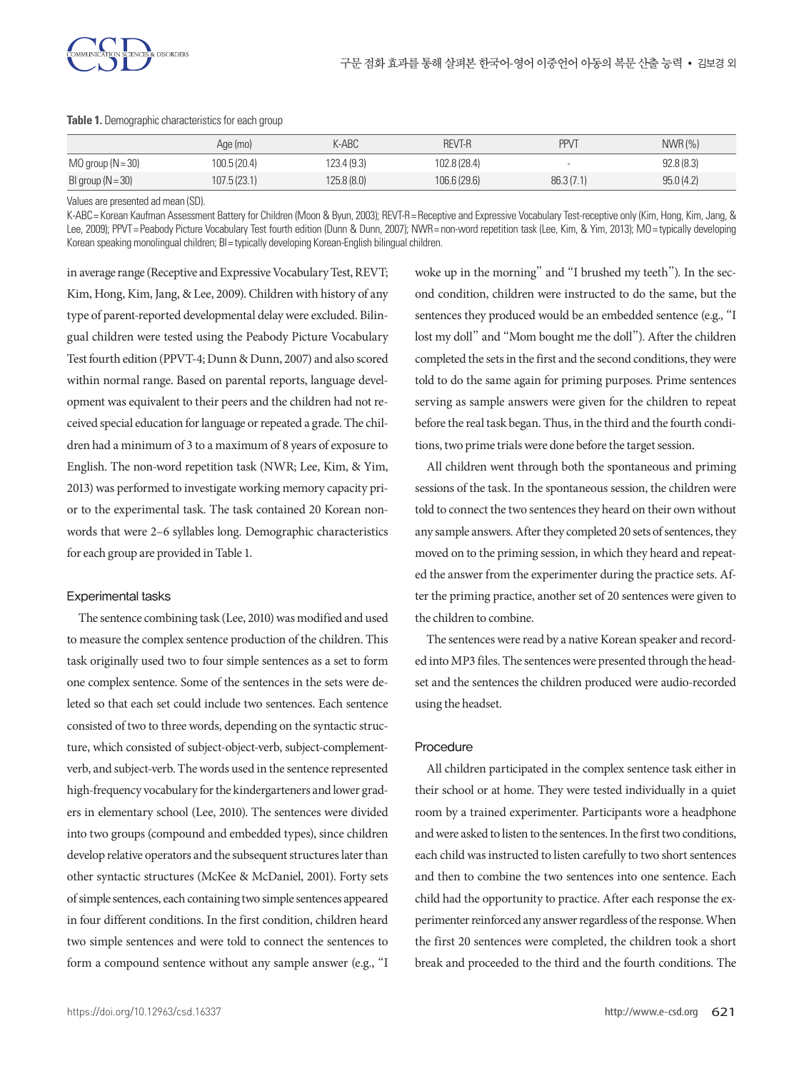**Table 1.** Demographic characteristics for each group

| | Age (mo) | K-ABC | REVT-R | PPVT | NWR (%) |
|---|---|---|---|---|---|
| MO group (N = 30) | 100.5 (20.4) | 123.4 (9.3) | 102.8 (28.4) | - | 92.8 (8.3) |
| BI group (N = 30) | 107.5 (23.1) | 125.8 (8.0) | 106.6 (29.6) | 86.3 (7.1) | 95.0 (4.2) |

Values are presented ad mean (SD).

K-ABC = Korean Kaufman Assessment Battery for Children (Moon & Byun, 2003); REVT-R = Receptive and Expressive Vocabulary Test-receptive only (Kim, Hong, Kim, Jang, & Lee, 2009); PPVT = Peabody Picture Vocabulary Test fourth edition (Dunn & Dunn, 2007); NWR = non-word repetition task (Lee, Kim, & Yim, 2013); MO = typically developing Korean speaking monolingual children; BI = typically developing Korean-English bilingual children.

in average range (Receptive and Expressive Vocabulary Test, REVT; Kim, Hong, Kim, Jang, & Lee, 2009). Children with history of any type of parent-reported developmental delay were excluded. Bilingual children were tested using the Peabody Picture Vocabulary Test fourth edition (PPVT-4; Dunn & Dunn, 2007) and also scored within normal range. Based on parental reports, language development was equivalent to their peers and the children had not received special education for language or repeated a grade. The children had a minimum of 3 to a maximum of 8 years of exposure to English. The non-word repetition task (NWR; Lee, Kim, & Yim, 2013) was performed to investigate working memory capacity prior to the experimental task. The task contained 20 Korean nonwords that were 2–6 syllables long. Demographic characteristics for each group are provided in Table 1.

### Experimental tasks

The sentence combining task (Lee, 2010) was modified and used to measure the complex sentence production of the children. This task originally used two to four simple sentences as a set to form one complex sentence. Some of the sentences in the sets were deleted so that each set could include two sentences. Each sentence consisted of two to three words, depending on the syntactic structure, which consisted of subject-object-verb, subject-complement-verb, and subject-verb. The words used in the sentence represented high-frequency vocabulary for the kindergarteners and lower graders in elementary school (Lee, 2010). The sentences were divided into two groups (compound and embedded types), since children develop relative operators and the subsequent structures later than other syntactic structures (McKee & McDaniel, 2001). Forty sets of simple sentences, each containing two simple sentences appeared in four different conditions. In the first condition, children heard two simple sentences and were told to connect the sentences to form a compound sentence without any sample answer (e.g., "I woke up in the morning" and "I brushed my teeth"). In the second condition, children were instructed to do the same, but the sentences they produced would be an embedded sentence (e.g., "I lost my doll" and "Mom bought me the doll"). After the children completed the sets in the first and the second conditions, they were told to do the same again for priming purposes. Prime sentences serving as sample answers were given for the children to repeat before the real task began. Thus, in the third and the fourth conditions, two prime trials were done before the target session.

All children went through both the spontaneous and priming sessions of the task. In the spontaneous session, the children were told to connect the two sentences they heard on their own without any sample answers. After they completed 20 sets of sentences, they moved on to the priming session, in which they heard and repeated the answer from the experimenter during the practice sets. After the priming practice, another set of 20 sentences were given to the children to combine.

The sentences were read by a native Korean speaker and recorded into MP3 files. The sentences were presented through the headset and the sentences the children produced were audio-recorded using the headset.

### Procedure

All children participated in the complex sentence task either in their school or at home. They were tested individually in a quiet room by a trained experimenter. Participants wore a headphone and were asked to listen to the sentences. In the first two conditions, each child was instructed to listen carefully to two short sentences and then to combine the two sentences into one sentence. Each child had the opportunity to practice. After each response the experimenter reinforced any answer regardless of the response. When the first 20 sentences were completed, the children took a short break and proceeded to the third and the fourth conditions. The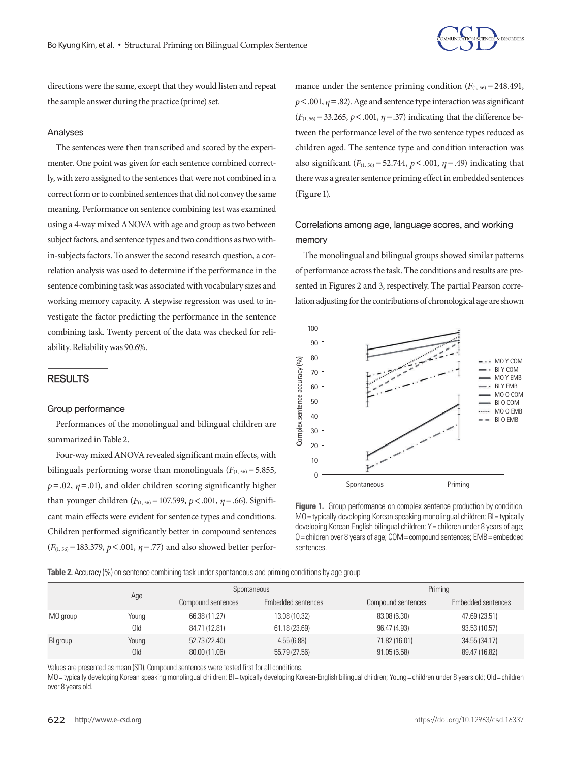directions were the same, except that they would listen and repeat the sample answer during the practice (prime) set.

### Analyses

The sentences were then transcribed and scored by the experimenter. One point was given for each sentence combined correctly, with zero assigned to the sentences that were not combined in a correct form or to combined sentences that did not convey the same meaning. Performance on sentence combining test was examined using a 4-way mixed ANOVA with age and group as two between subject factors, and sentence types and two conditions as two within-subjects factors. To answer the second research question, a correlation analysis was used to determine if the performance in the sentence combining task was associated with vocabulary sizes and working memory capacity. A stepwise regression was used to investigate the factor predicting the performance in the sentence combining task. Twenty percent of the data was checked for reliability. Reliability was 90.6%.

## RESULTS

### Group performance

Performances of the monolingual and bilingual children are summarized in Table 2.

Four-way mixed ANOVA revealed significant main effects, with bilinguals performing worse than monolinguals ($F_{(1, 56)}=5.855$, $p=.02$, $\eta=.01$), and older children scoring significantly higher than younger children ($F_{(1, 56)}=107.599$, $p<.001$, $\eta=.66$). Significant main effects were evident for sentence types and conditions. Children performed significantly better in compound sentences ($F_{(1, 56)}=183.379$, $p<.001$, $\eta=.77$) and also showed better performance under the sentence priming condition ($F_{(1, 56)}=248.491$, $p<.001$, $\eta=.82$). Age and sentence type interaction was significant ($F_{(1, 56)}=33.265$, $p<.001$, $\eta=.37$) indicating that the difference between the performance level of the two sentence types reduced as children aged. The sentence type and condition interaction was also significant ($F_{(1, 56)}=52.744$, $p<.001$, $\eta=.49$) indicating that there was a greater sentence priming effect in embedded sentences (Figure 1).

### Correlations among age, language scores, and working memory

The monolingual and bilingual groups showed similar patterns of performance across the task. The conditions and results are presented in Figures 2 and 3, respectively. The partial Pearson correlation adjusting for the contributions of chronological age are shown

**Figure 1.** Group performance on complex sentence production by condition. MO = typically developing Korean speaking monolingual children; BI = typically developing Korean-English bilingual children; Y = children under 8 years of age; O = children over 8 years of age; COM = compound sentences; EMB = embedded sentences.

**Table 2.** Accuracy (%) on sentence combining task under spontaneous and priming conditions by age group

| | Age | Spontaneous | | Priming | |
|---|---|---|---|---|---|
| | | Compound sentences | Embedded sentences | Compound sentences | Embedded sentences |
| MO group | Young | 66.38 (11.27) | 13.08 (10.32) | 83.08 (6.30) | 47.69 (23.51) |
| | Old | 84.71 (12.81) | 61.18 (23.69) | 96.47 (4.93) | 93.53 (10.57) |
| BI group | Young | 52.73 (22.40) | 4.55 (6.88) | 71.82 (16.01) | 34.55 (34.17) |
| | Old | 80.00 (11.06) | 55.79 (27.56) | 91.05 (6.58) | 89.47 (16.82) |

Values are presented as mean (SD). Compound sentences were tested first for all conditions.
MO = typically developing Korean speaking monolingual children; BI = typically developing Korean-English bilingual children; Young = children under 8 years old; Old = children over 8 years old.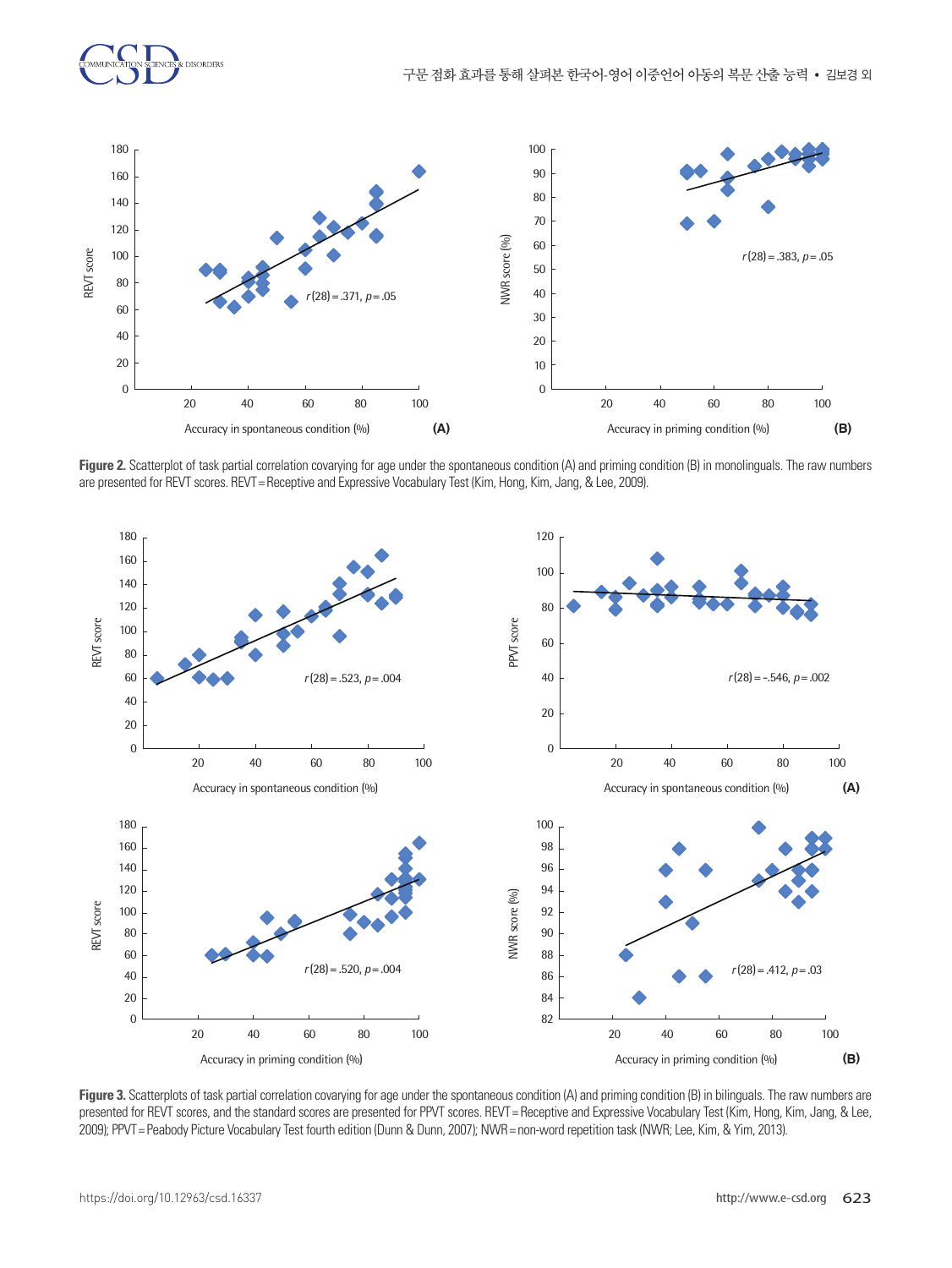Figure 2. Scatterplot of task partial correlation covarying for age under the spontaneous condition (A) and priming condition (B) in monolinguals. The raw numbers are presented for REVT scores. REVT = Receptive and Expressive Vocabulary Test (Kim, Hong, Kim, Jang, & Lee, 2009).

Figure 3. Scatterplots of task partial correlation covarying for age under the spontaneous condition (A) and priming condition (B) in bilinguals. The raw numbers are presented for REVT scores, and the standard scores are presented for PPVT scores. REVT = Receptive and Expressive Vocabulary Test (Kim, Hong, Kim, Jang, & Lee, 2009); PPVT = Peabody Picture Vocabulary Test fourth edition (Dunn & Dunn, 2007); NWR = non-word repetition task (NWR; Lee, Kim, & Yim, 2013).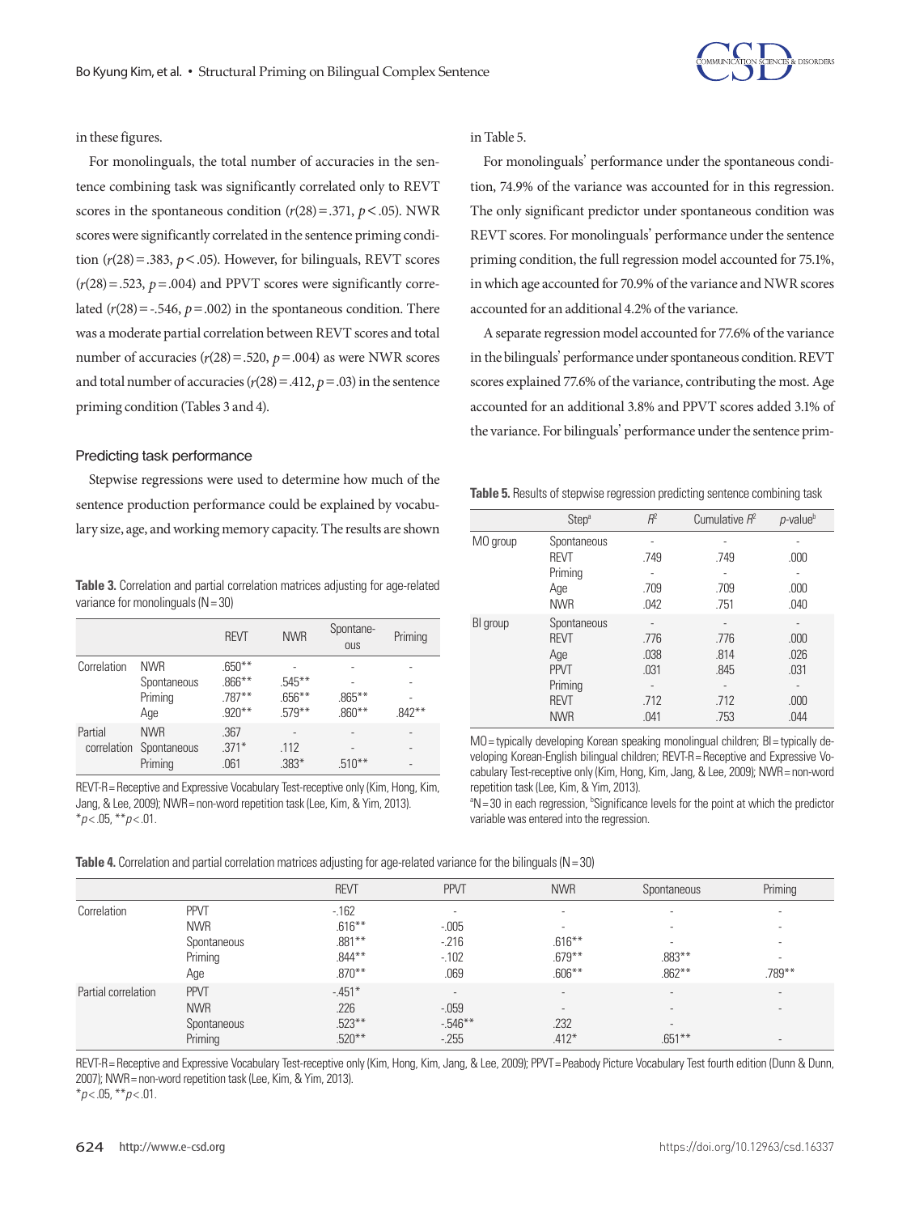in these figures.

For monolinguals, the total number of accuracies in the sentence combining task was significantly correlated only to REVT scores in the spontaneous condition ($r(28) = .371$, $p < .05$). NWR scores were significantly correlated in the sentence priming condition ($r(28) = .383$, $p < .05$). However, for bilinguals, REVT scores ($r(28) = .523$, $p = .004$) and PPVT scores were significantly correlated ($r(28) = -.546$, $p = .002$) in the spontaneous condition. There was a moderate partial correlation between REVT scores and total number of accuracies ($r(28) = .520$, $p = .004$) as were NWR scores and total number of accuracies ($r(28) = .412$, $p = .03$) in the sentence priming condition (Tables 3 and 4).

### Predicting task performance

Stepwise regressions were used to determine how much of the sentence production performance could be explained by vocabulary size, age, and working memory capacity. The results are shown in Table 5.

For monolinguals' performance under the spontaneous condition, 74.9% of the variance was accounted for in this regression. The only significant predictor under spontaneous condition was REVT scores. For monolinguals' performance under the sentence priming condition, the full regression model accounted for 75.1%, in which age accounted for 70.9% of the variance and NWR scores accounted for an additional 4.2% of the variance.

A separate regression model accounted for 77.6% of the variance in the bilinguals' performance under spontaneous condition. REVT scores explained 77.6% of the variance, contributing the most. Age accounted for an additional 3.8% and PPVT scores added 3.1% of the variance. For bilinguals' performance under the sentence prim-

**Table 3.** Correlation and partial correlation matrices adjusting for age-related variance for monolinguals (N = 30)

| | | REVT | NWR | Spontaneous | Priming |
|---|---|---|---|---|---|
| Correlation | NWR | .650** | - | - | - |
| | Spontaneous | .866** | .545** | - | - |
| | Priming | .787** | .656** | .865** | - |
| | Age | .920** | .579** | .860** | .842** |
| Partial correlation | NWR | .367 | - | - | - |
| | Spontaneous | .371* | .112 | - | - |
| | Priming | .061 | .383* | .510** | - |

REVT-R = Receptive and Expressive Vocabulary Test-receptive only (Kim, Hong, Kim, Jang, & Lee, 2009); NWR = non-word repetition task (Lee, Kim, & Yim, 2013).
*$p < .05$, **$p < .01$.

**Table 5.** Results of stepwise regression predicting sentence combining task

| | Step[a] | $R^2$ | Cumulative $R^2$ | $p$-value[b] |
|---|---|---|---|---|
| MO group | Spontaneous | - | - | - |
| | REVT | .749 | .749 | .000 |
| | Priming | - | - | - |
| | Age | .709 | .709 | .000 |
| | NWR | .042 | .751 | .040 |
| BI group | Spontaneous | - | - | - |
| | REVT | .776 | .776 | .000 |
| | Age | .038 | .814 | .026 |
| | PPVT | .031 | .845 | .031 |
| | Priming | - | - | - |
| | REVT | .712 | .712 | .000 |
| | NWR | .041 | .753 | .044 |

MO = typically developing Korean speaking monolingual children; BI = typically developing Korean-English bilingual children; REVT-R = Receptive and Expressive Vocabulary Test-receptive only (Kim, Hong, Kim, Jang, & Lee, 2009); NWR = non-word repetition task (Lee, Kim, & Yim, 2013).
[a]N = 30 in each regression, [b]Significance levels for the point at which the predictor variable was entered into the regression.

**Table 4.** Correlation and partial correlation matrices adjusting for age-related variance for the bilinguals (N = 30)

| | | REVT | PPVT | NWR | Spontaneous | Priming |
|---|---|---|---|---|---|---|
| Correlation | PPVT | -.162 | - | - | - | - |
| | NWR | .616** | -.005 | - | - | - |
| | Spontaneous | .881** | -.216 | .616** | - | - |
| | Priming | .844** | -.102 | .679** | .883** | - |
| | Age | .870** | .069 | .606** | .862** | .789** |
| Partial correlation | PPVT | -.451* | - | - | - | - |
| | NWR | .226 | -.059 | - | - | - |
| | Spontaneous | .523** | -.546** | .232 | - | |
| | Priming | .520** | -.255 | .412* | .651** | - |

REVT-R = Receptive and Expressive Vocabulary Test-receptive only (Kim, Hong, Kim, Jang, & Lee, 2009); PPVT = Peabody Picture Vocabulary Test fourth edition (Dunn & Dunn, 2007); NWR = non-word repetition task (Lee, Kim, & Yim, 2013).
*$p < .05$, **$p < .01$.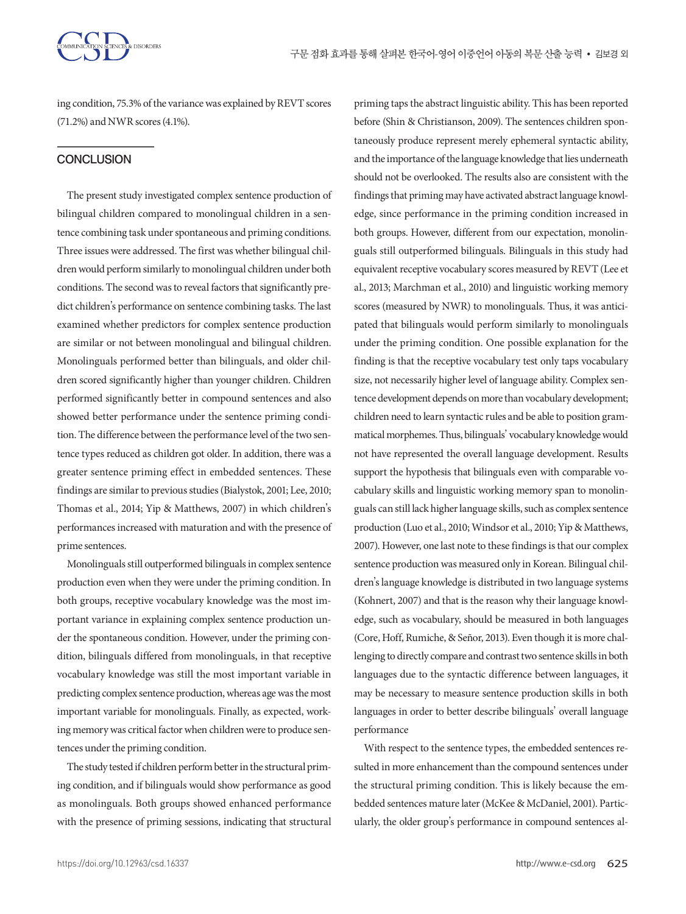ing condition, 75.3% of the variance was explained by REVT scores (71.2%) and NWR scores (4.1%).

## CONCLUSION

The present study investigated complex sentence production of bilingual children compared to monolingual children in a sentence combining task under spontaneous and priming conditions. Three issues were addressed. The first was whether bilingual children would perform similarly to monolingual children under both conditions. The second was to reveal factors that significantly predict children's performance on sentence combining tasks. The last examined whether predictors for complex sentence production are similar or not between monolingual and bilingual children. Monolinguals performed better than bilinguals, and older children scored significantly higher than younger children. Children performed significantly better in compound sentences and also showed better performance under the sentence priming condition. The difference between the performance level of the two sentence types reduced as children got older. In addition, there was a greater sentence priming effect in embedded sentences. These findings are similar to previous studies (Bialystok, 2001; Lee, 2010; Thomas et al., 2014; Yip & Matthews, 2007) in which children's performances increased with maturation and with the presence of prime sentences.

Monolinguals still outperformed bilinguals in complex sentence production even when they were under the priming condition. In both groups, receptive vocabulary knowledge was the most important variance in explaining complex sentence production under the spontaneous condition. However, under the priming condition, bilinguals differed from monolinguals, in that receptive vocabulary knowledge was still the most important variable in predicting complex sentence production, whereas age was the most important variable for monolinguals. Finally, as expected, working memory was critical factor when children were to produce sentences under the priming condition.

The study tested if children perform better in the structural priming condition, and if bilinguals would show performance as good as monolinguals. Both groups showed enhanced performance with the presence of priming sessions, indicating that structural priming taps the abstract linguistic ability. This has been reported before (Shin & Christianson, 2009). The sentences children spontaneously produce represent merely ephemeral syntactic ability, and the importance of the language knowledge that lies underneath should not be overlooked. The results also are consistent with the findings that priming may have activated abstract language knowledge, since performance in the priming condition increased in both groups. However, different from our expectation, monolinguals still outperformed bilinguals. Bilinguals in this study had equivalent receptive vocabulary scores measured by REVT (Lee et al., 2013; Marchman et al., 2010) and linguistic working memory scores (measured by NWR) to monolinguals. Thus, it was anticipated that bilinguals would perform similarly to monolinguals under the priming condition. One possible explanation for the finding is that the receptive vocabulary test only taps vocabulary size, not necessarily higher level of language ability. Complex sentence development depends on more than vocabulary development; children need to learn syntactic rules and be able to position grammatical morphemes. Thus, bilinguals' vocabulary knowledge would not have represented the overall language development. Results support the hypothesis that bilinguals even with comparable vocabulary skills and linguistic working memory span to monolinguals can still lack higher language skills, such as complex sentence production (Luo et al., 2010; Windsor et al., 2010; Yip & Matthews, 2007). However, one last note to these findings is that our complex sentence production was measured only in Korean. Bilingual children's language knowledge is distributed in two language systems (Kohnert, 2007) and that is the reason why their language knowledge, such as vocabulary, should be measured in both languages (Core, Hoff, Rumiche, & Señor, 2013). Even though it is more challenging to directly compare and contrast two sentence skills in both languages due to the syntactic difference between languages, it may be necessary to measure sentence production skills in both languages in order to better describe bilinguals' overall language performance

With respect to the sentence types, the embedded sentences resulted in more enhancement than the compound sentences under the structural priming condition. This is likely because the embedded sentences mature later (McKee & McDaniel, 2001). Particularly, the older group's performance in compound sentences al-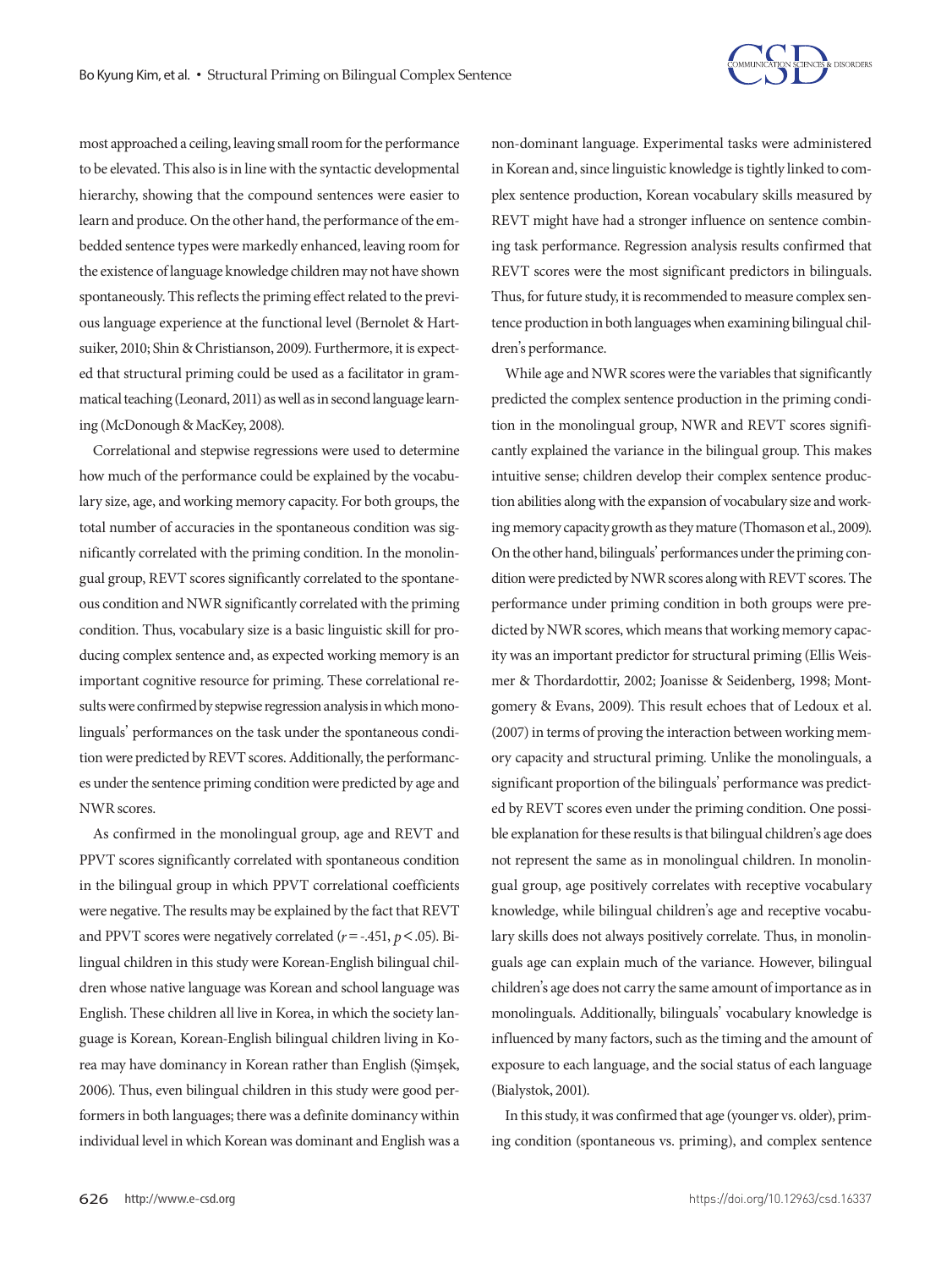most approached a ceiling, leaving small room for the performance to be elevated. This also is in line with the syntactic developmental hierarchy, showing that the compound sentences were easier to learn and produce. On the other hand, the performance of the embedded sentence types were markedly enhanced, leaving room for the existence of language knowledge children may not have shown spontaneously. This reflects the priming effect related to the previous language experience at the functional level (Bernolet & Hartsuiker, 2010; Shin & Christianson, 2009). Furthermore, it is expected that structural priming could be used as a facilitator in grammatical teaching (Leonard, 2011) as well as in second language learning (McDonough & MacKey, 2008).

Correlational and stepwise regressions were used to determine how much of the performance could be explained by the vocabulary size, age, and working memory capacity. For both groups, the total number of accuracies in the spontaneous condition was significantly correlated with the priming condition. In the monolingual group, REVT scores significantly correlated to the spontaneous condition and NWR significantly correlated with the priming condition. Thus, vocabulary size is a basic linguistic skill for producing complex sentence and, as expected working memory is an important cognitive resource for priming. These correlational results were confirmed by stepwise regression analysis in which monolinguals' performances on the task under the spontaneous condition were predicted by REVT scores. Additionally, the performances under the sentence priming condition were predicted by age and NWR scores.

As confirmed in the monolingual group, age and REVT and PPVT scores significantly correlated with spontaneous condition in the bilingual group in which PPVT correlational coefficients were negative. The results may be explained by the fact that REVT and PPVT scores were negatively correlated ($r = -.451$, $p < .05$). Bilingual children in this study were Korean-English bilingual children whose native language was Korean and school language was English. These children all live in Korea, in which the society language is Korean, Korean-English bilingual children living in Korea may have dominancy in Korean rather than English (Şimşek, 2006). Thus, even bilingual children in this study were good performers in both languages; there was a definite dominancy within individual level in which Korean was dominant and English was a non-dominant language. Experimental tasks were administered in Korean and, since linguistic knowledge is tightly linked to complex sentence production, Korean vocabulary skills measured by REVT might have had a stronger influence on sentence combining task performance. Regression analysis results confirmed that REVT scores were the most significant predictors in bilinguals. Thus, for future study, it is recommended to measure complex sentence production in both languages when examining bilingual children's performance.

While age and NWR scores were the variables that significantly predicted the complex sentence production in the priming condition in the monolingual group, NWR and REVT scores significantly explained the variance in the bilingual group. This makes intuitive sense; children develop their complex sentence production abilities along with the expansion of vocabulary size and working memory capacity growth as they mature (Thomason et al., 2009). On the other hand, bilinguals' performances under the priming condition were predicted by NWR scores along with REVT scores. The performance under priming condition in both groups were predicted by NWR scores, which means that working memory capacity was an important predictor for structural priming (Ellis Weismer & Thordardottir, 2002; Joanisse & Seidenberg, 1998; Montgomery & Evans, 2009). This result echoes that of Ledoux et al. (2007) in terms of proving the interaction between working memory capacity and structural priming. Unlike the monolinguals, a significant proportion of the bilinguals' performance was predicted by REVT scores even under the priming condition. One possible explanation for these results is that bilingual children's age does not represent the same as in monolingual children. In monolingual group, age positively correlates with receptive vocabulary knowledge, while bilingual children's age and receptive vocabulary skills does not always positively correlate. Thus, in monolinguals age can explain much of the variance. However, bilingual children's age does not carry the same amount of importance as in monolinguals. Additionally, bilinguals' vocabulary knowledge is influenced by many factors, such as the timing and the amount of exposure to each language, and the social status of each language (Bialystok, 2001).

In this study, it was confirmed that age (younger vs. older), priming condition (spontaneous vs. priming), and complex sentence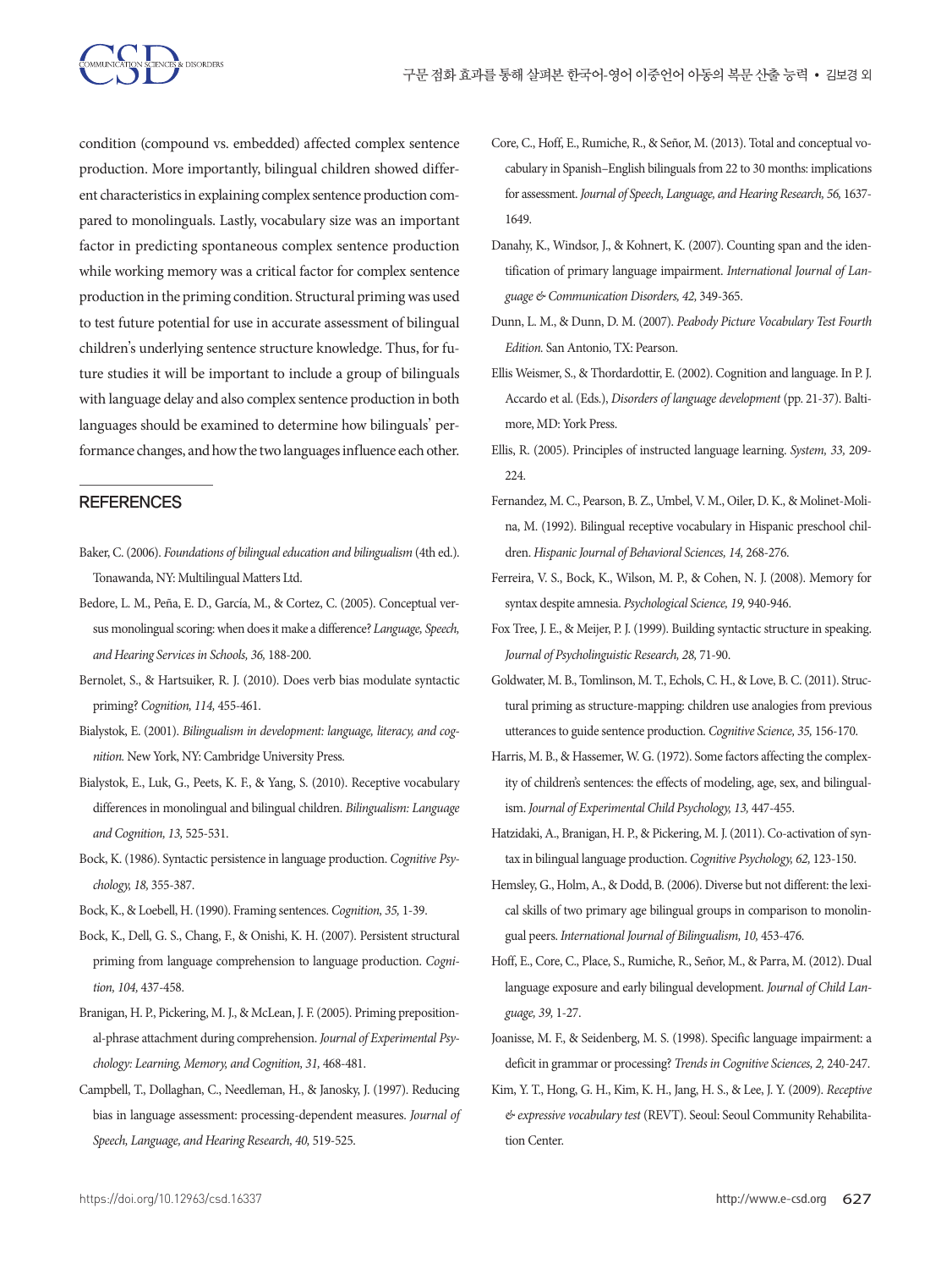condition (compound vs. embedded) affected complex sentence production. More importantly, bilingual children showed different characteristics in explaining complex sentence production compared to monolinguals. Lastly, vocabulary size was an important factor in predicting spontaneous complex sentence production while working memory was a critical factor for complex sentence production in the priming condition. Structural priming was used to test future potential for use in accurate assessment of bilingual children's underlying sentence structure knowledge. Thus, for future studies it will be important to include a group of bilinguals with language delay and also complex sentence production in both languages should be examined to determine how bilinguals' performance changes, and how the two languages influence each other.

## REFERENCES

Baker, C. (2006). *Foundations of bilingual education and bilingualism* (4th ed.). Tonawanda, NY: Multilingual Matters Ltd.

Bedore, L. M., Peña, E. D., García, M., & Cortez, C. (2005). Conceptual versus monolingual scoring: when does it make a difference? *Language, Speech, and Hearing Services in Schools, 36,* 188-200.

Bernolet, S., & Hartsuiker, R. J. (2010). Does verb bias modulate syntactic priming? *Cognition, 114,* 455-461.

Bialystok, E. (2001). *Bilingualism in development: language, literacy, and cognition.* New York, NY: Cambridge University Press.

Bialystok, E., Luk, G., Peets, K. F., & Yang, S. (2010). Receptive vocabulary differences in monolingual and bilingual children. *Bilingualism: Language and Cognition, 13,* 525-531.

Bock, K. (1986). Syntactic persistence in language production. *Cognitive Psychology, 18,* 355-387.

Bock, K., & Loebell, H. (1990). Framing sentences. *Cognition, 35,* 1-39.

Bock, K., Dell, G. S., Chang, F., & Onishi, K. H. (2007). Persistent structural priming from language comprehension to language production. *Cognition, 104,* 437-458.

Branigan, H. P., Pickering, M. J., & McLean, J. F. (2005). Priming prepositional-phrase attachment during comprehension. *Journal of Experimental Psychology: Learning, Memory, and Cognition, 31,* 468-481.

Campbell, T., Dollaghan, C., Needleman, H., & Janosky, J. (1997). Reducing bias in language assessment: processing-dependent measures. *Journal of Speech, Language, and Hearing Research, 40,* 519-525.

Core, C., Hoff, E., Rumiche, R., & Señor, M. (2013). Total and conceptual vocabulary in Spanish–English bilinguals from 22 to 30 months: implications for assessment. *Journal of Speech, Language, and Hearing Research, 56,* 1637-1649.

Danahy, K., Windsor, J., & Kohnert, K. (2007). Counting span and the identification of primary language impairment. *International Journal of Language & Communication Disorders, 42,* 349-365.

Dunn, L. M., & Dunn, D. M. (2007). *Peabody Picture Vocabulary Test Fourth Edition.* San Antonio, TX: Pearson.

Ellis Weismer, S., & Thordardottir, E. (2002). Cognition and language. In P. J. Accardo et al. (Eds.), *Disorders of language development* (pp. 21-37). Baltimore, MD: York Press.

Ellis, R. (2005). Principles of instructed language learning. *System, 33,* 209-224.

Fernandez, M. C., Pearson, B. Z., Umbel, V. M., Oiler, D. K., & Molinet-Molina, M. (1992). Bilingual receptive vocabulary in Hispanic preschool children. *Hispanic Journal of Behavioral Sciences, 14,* 268-276.

Ferreira, V. S., Bock, K., Wilson, M. P., & Cohen, N. J. (2008). Memory for syntax despite amnesia. *Psychological Science, 19,* 940-946.

Fox Tree, J. E., & Meijer, P. J. (1999). Building syntactic structure in speaking. *Journal of Psycholinguistic Research, 28,* 71-90.

Goldwater, M. B., Tomlinson, M. T., Echols, C. H., & Love, B. C. (2011). Structural priming as structure-mapping: children use analogies from previous utterances to guide sentence production. *Cognitive Science, 35,* 156-170.

Harris, M. B., & Hassemer, W. G. (1972). Some factors affecting the complexity of children's sentences: the effects of modeling, age, sex, and bilingualism. *Journal of Experimental Child Psychology, 13,* 447-455.

Hatzidaki, A., Branigan, H. P., & Pickering, M. J. (2011). Co-activation of syntax in bilingual language production. *Cognitive Psychology, 62,* 123-150.

Hemsley, G., Holm, A., & Dodd, B. (2006). Diverse but not different: the lexical skills of two primary age bilingual groups in comparison to monolingual peers. *International Journal of Bilingualism, 10,* 453-476.

Hoff, E., Core, C., Place, S., Rumiche, R., Señor, M., & Parra, M. (2012). Dual language exposure and early bilingual development. *Journal of Child Language, 39,* 1-27.

Joanisse, M. F., & Seidenberg, M. S. (1998). Specific language impairment: a deficit in grammar or processing? *Trends in Cognitive Sciences, 2,* 240-247.

Kim, Y. T., Hong, G. H., Kim, K. H., Jang, H. S., & Lee, J. Y. (2009). *Receptive & expressive vocabulary test* (REVT). Seoul: Seoul Community Rehabilitation Center.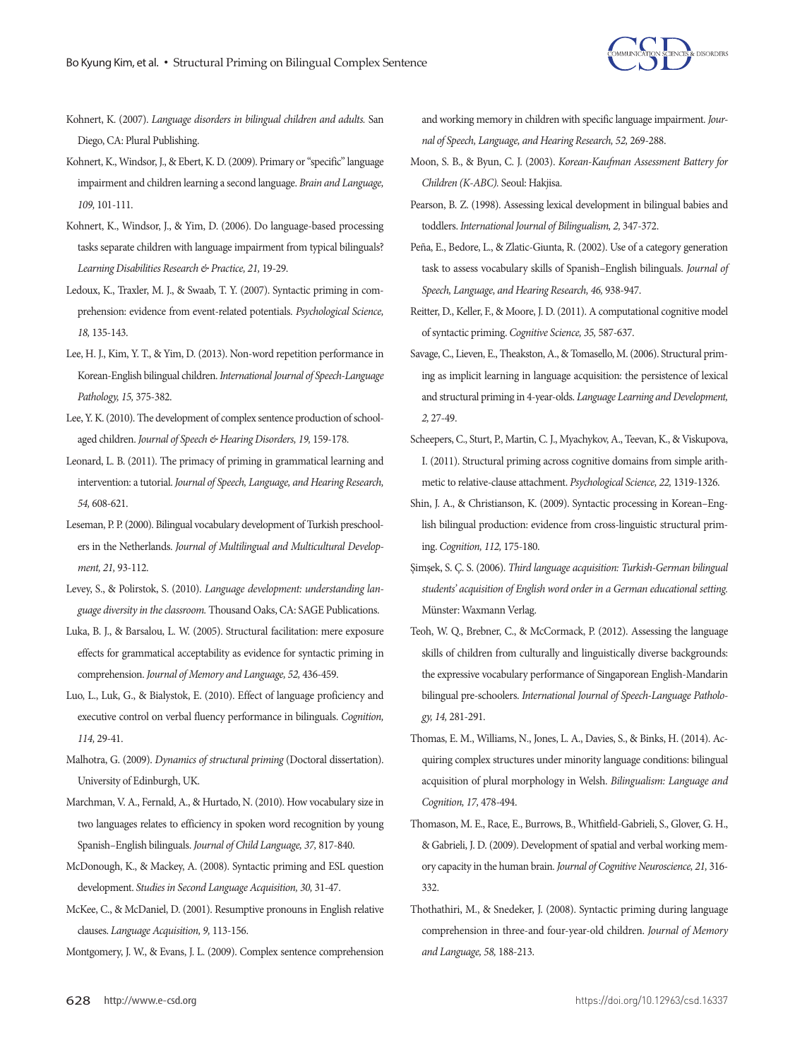Kohnert, K. (2007). *Language disorders in bilingual children and adults.* San Diego, CA: Plural Publishing.

Kohnert, K., Windsor, J., & Ebert, K. D. (2009). Primary or "specific" language impairment and children learning a second language. *Brain and Language, 109,* 101-111.

Kohnert, K., Windsor, J., & Yim, D. (2006). Do language-based processing tasks separate children with language impairment from typical bilinguals? *Learning Disabilities Research & Practice, 21,* 19-29.

Ledoux, K., Traxler, M. J., & Swaab, T. Y. (2007). Syntactic priming in comprehension: evidence from event-related potentials. *Psychological Science, 18,* 135-143.

Lee, H. J., Kim, Y. T., & Yim, D. (2013). Non-word repetition performance in Korean-English bilingual children. *International Journal of Speech-Language Pathology, 15,* 375-382.

Lee, Y. K. (2010). The development of complex sentence production of school-aged children. *Journal of Speech & Hearing Disorders, 19,* 159-178.

Leonard, L. B. (2011). The primacy of priming in grammatical learning and intervention: a tutorial. *Journal of Speech, Language, and Hearing Research, 54,* 608-621.

Leseman, P. P. (2000). Bilingual vocabulary development of Turkish preschoolers in the Netherlands. *Journal of Multilingual and Multicultural Development, 21,* 93-112.

Levey, S., & Polirstok, S. (2010). *Language development: understanding language diversity in the classroom.* Thousand Oaks, CA: SAGE Publications.

Luka, B. J., & Barsalou, L. W. (2005). Structural facilitation: mere exposure effects for grammatical acceptability as evidence for syntactic priming in comprehension. *Journal of Memory and Language, 52,* 436-459.

Luo, L., Luk, G., & Bialystok, E. (2010). Effect of language proficiency and executive control on verbal fluency performance in bilinguals. *Cognition, 114,* 29-41.

Malhotra, G. (2009). *Dynamics of structural priming* (Doctoral dissertation). University of Edinburgh, UK.

Marchman, V. A., Fernald, A., & Hurtado, N. (2010). How vocabulary size in two languages relates to efficiency in spoken word recognition by young Spanish–English bilinguals. *Journal of Child Language, 37,* 817-840.

McDonough, K., & Mackey, A. (2008). Syntactic priming and ESL question development. *Studies in Second Language Acquisition, 30,* 31-47.

McKee, C., & McDaniel, D. (2001). Resumptive pronouns in English relative clauses. *Language Acquisition, 9,* 113-156.

Montgomery, J. W., & Evans, J. L. (2009). Complex sentence comprehension and working memory in children with specific language impairment. *Journal of Speech, Language, and Hearing Research, 52,* 269-288.

Moon, S. B., & Byun, C. J. (2003). *Korean-Kaufman Assessment Battery for Children (K-ABC).* Seoul: Hakjisa.

Pearson, B. Z. (1998). Assessing lexical development in bilingual babies and toddlers. *International Journal of Bilingualism, 2,* 347-372.

Peña, E., Bedore, L., & Zlatic-Giunta, R. (2002). Use of a category generation task to assess vocabulary skills of Spanish–English bilinguals. *Journal of Speech, Language, and Hearing Research, 46,* 938-947.

Reitter, D., Keller, F., & Moore, J. D. (2011). A computational cognitive model of syntactic priming. *Cognitive Science, 35,* 587-637.

Savage, C., Lieven, E., Theakston, A., & Tomasello, M. (2006). Structural priming as implicit learning in language acquisition: the persistence of lexical and structural priming in 4-year-olds. *Language Learning and Development, 2,* 27-49.

Scheepers, C., Sturt, P., Martin, C. J., Myachykov, A., Teevan, K., & Viskupova, I. (2011). Structural priming across cognitive domains from simple arithmetic to relative-clause attachment. *Psychological Science, 22,* 1319-1326.

Shin, J. A., & Christianson, K. (2009). Syntactic processing in Korean–English bilingual production: evidence from cross-linguistic structural priming. *Cognition, 112,* 175-180.

Şimşek, S. Ç. S. (2006). *Third language acquisition: Turkish-German bilingual students' acquisition of English word order in a German educational setting.* Münster: Waxmann Verlag.

Teoh, W. Q., Brebner, C., & McCormack, P. (2012). Assessing the language skills of children from culturally and linguistically diverse backgrounds: the expressive vocabulary performance of Singaporean English-Mandarin bilingual pre-schoolers. *International Journal of Speech-Language Pathology, 14,* 281-291.

Thomas, E. M., Williams, N., Jones, L. A., Davies, S., & Binks, H. (2014). Acquiring complex structures under minority language conditions: bilingual acquisition of plural morphology in Welsh. *Bilingualism: Language and Cognition, 17,* 478-494.

Thomason, M. E., Race, E., Burrows, B., Whitfield-Gabrieli, S., Glover, G. H., & Gabrieli, J. D. (2009). Development of spatial and verbal working memory capacity in the human brain. *Journal of Cognitive Neuroscience, 21,* 316-332.

Thothathiri, M., & Snedeker, J. (2008). Syntactic priming during language comprehension in three-and four-year-old children. *Journal of Memory and Language, 58,* 188-213.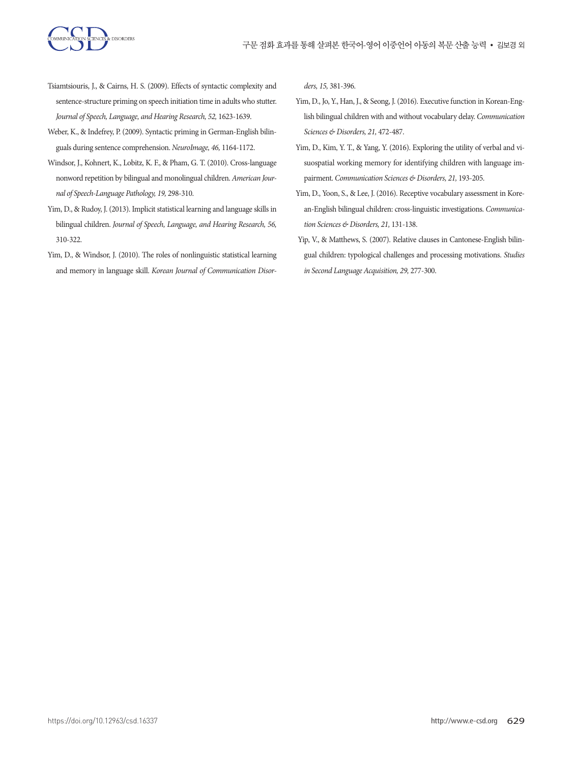Tsiamtsiouris, J., & Cairns, H. S. (2009). Effects of syntactic complexity and sentence-structure priming on speech initiation time in adults who stutter. *Journal of Speech, Language, and Hearing Research, 52,* 1623-1639.

Weber, K., & Indefrey, P. (2009). Syntactic priming in German-English bilinguals during sentence comprehension. *NeuroImage, 46,* 1164-1172.

Windsor, J., Kohnert, K., Lobitz, K. F., & Pham, G. T. (2010). Cross-language nonword repetition by bilingual and monolingual children. *American Journal of Speech-Language Pathology, 19,* 298-310.

Yim, D., & Rudoy, J. (2013). Implicit statistical learning and language skills in bilingual children. *Journal of Speech, Language, and Hearing Research, 56,* 310-322.

Yim, D., & Windsor, J. (2010). The roles of nonlinguistic statistical learning and memory in language skill. *Korean Journal of Communication Disorders, 15,* 381-396.

Yim, D., Jo, Y., Han, J., & Seong, J. (2016). Executive function in Korean-English bilingual children with and without vocabulary delay. *Communication Sciences & Disorders, 21,* 472-487.

Yim, D., Kim, Y. T., & Yang, Y. (2016). Exploring the utility of verbal and visuospatial working memory for identifying children with language impairment. *Communication Sciences & Disorders, 21,* 193-205.

Yim, D., Yoon, S., & Lee, J. (2016). Receptive vocabulary assessment in Korean-English bilingual children: cross-linguistic investigations. *Communication Sciences & Disorders, 21,* 131-138.

Yip, V., & Matthews, S. (2007). Relative clauses in Cantonese-English bilingual children: typological challenges and processing motivations. *Studies in Second Language Acquisition, 29,* 277-300.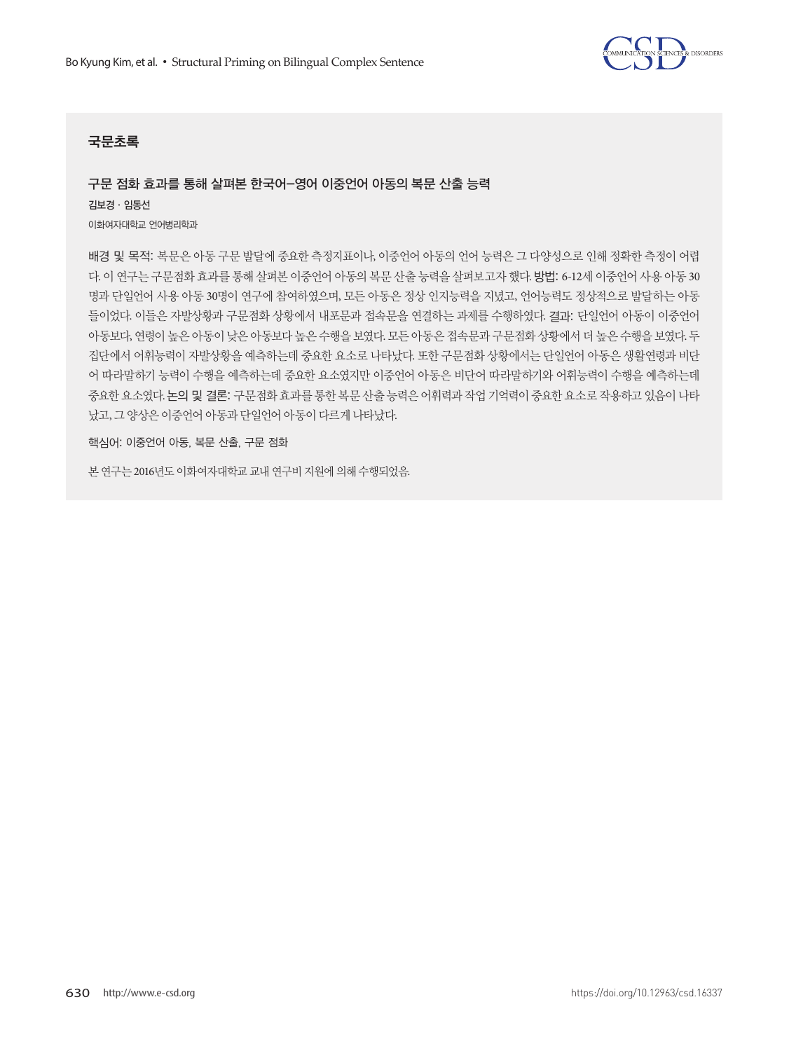## 국문초록

### 구문 점화 효과를 통해 살펴본 한국어-영어 이중언어 아동의 복문 산출 능력

김보경 · 임동선

이화여자대학교 언어병리학과

**배경 및 목적:** 복문은 아동 구문 발달에 중요한 측정지표이나, 이중언어 아동의 언어 능력은 그 다양성으로 인해 정확한 측정이 어렵다. 이 연구는 구문점화 효과를 통해 살펴본 이중언어 아동의 복문 산출 능력을 살펴보고자 했다. **방법:** 6-12세 이중언어 사용 아동 30명과 단일언어 사용 아동 30명이 연구에 참여하였으며, 모든 아동은 정상 인지능력을 지녔고, 언어능력도 정상적으로 발달하는 아동들이었다. 이들은 자발상황과 구문점화 상황에서 내포문과 접속문을 연결하는 과제를 수행하였다. **결과:** 단일언어 아동이 이중언어 아동보다, 연령이 높은 아동이 낮은 아동보다 높은 수행을 보였다. 모든 아동은 접속문과 구문점화 상황에서 더 높은 수행을 보였다. 두 집단에서 어휘능력이 자발상황을 예측하는데 중요한 요소로 나타났다. 또한 구문점화 상황에서는 단일언어 아동은 생활연령과 비단어 따라말하기 능력이 수행을 예측하는데 중요한 요소였지만 이중언어 아동은 비단어 따라말하기와 어휘능력이 수행을 예측하는데 중요한 요소였다. **논의 및 결론:** 구문점화 효과를 통한 복문 산출 능력은 어휘력과 작업 기억력이 중요한 요소로 작용하고 있음이 나타났고, 그 양상은 이중언어 아동과 단일언어 아동이 다르게 나타났다.

핵심어: 이중언어 아동, 복문 산출, 구문 점화

본 연구는 2016년도 이화여자대학교 교내 연구비 지원에 의해 수행되었음.